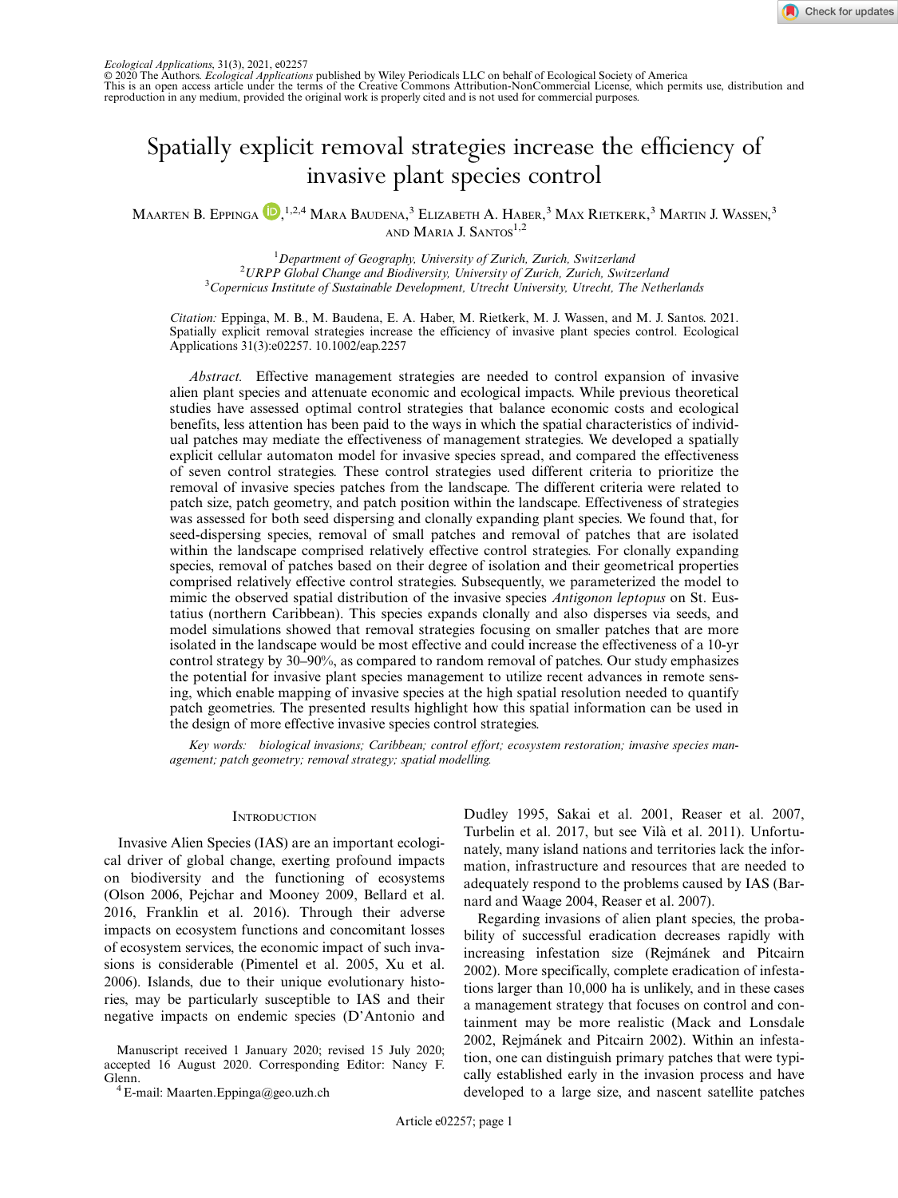*Ecological Applications*, 31(3), 2021, e02257
© 2020 The Authors. *Ecological Applications* published by Wiley Periodicals LLC on behalf of Ecological Society of America
This is an open access article under the terms of the Creative Commons Attribution-NonCommercial License, which permits use, distribution and reproduction in any medium, provided the original work is properly cited and is not used for commercial purposes.

# Spatially explicit removal strategies increase the efficiency of invasive plant species control

Maarten B. Eppinga,[1,2,4] Mara Baudena,[3] Elizabeth A. Haber,[3] Max Rietkerk,[3] Martin J. Wassen,[3] and Maria J. Santos[1,2]

[1]*Department of Geography, University of Zurich, Zurich, Switzerland*
[2]*URPP Global Change and Biodiversity, University of Zurich, Zurich, Switzerland*
[3]*Copernicus Institute of Sustainable Development, Utrecht University, Utrecht, The Netherlands*

*Citation:* Eppinga, M. B., M. Baudena, E. A. Haber, M. Rietkerk, M. J. Wassen, and M. J. Santos. 2021. Spatially explicit removal strategies increase the efficiency of invasive plant species control. Ecological Applications 31(3):e02257. 10.1002/eap.2257

*Abstract.* Effective management strategies are needed to control expansion of invasive alien plant species and attenuate economic and ecological impacts. While previous theoretical studies have assessed optimal control strategies that balance economic costs and ecological benefits, less attention has been paid to the ways in which the spatial characteristics of individual patches may mediate the effectiveness of management strategies. We developed a spatially explicit cellular automaton model for invasive species spread, and compared the effectiveness of seven control strategies. These control strategies used different criteria to prioritize the removal of invasive species patches from the landscape. The different criteria were related to patch size, patch geometry, and patch position within the landscape. Effectiveness of strategies was assessed for both seed dispersing and clonally expanding plant species. We found that, for seed-dispersing species, removal of small patches and removal of patches that are isolated within the landscape comprised relatively effective control strategies. For clonally expanding species, removal of patches based on their degree of isolation and their geometrical properties comprised relatively effective control strategies. Subsequently, we parameterized the model to mimic the observed spatial distribution of the invasive species *Antigonon leptopus* on St. Eustatius (northern Caribbean). This species expands clonally and also disperses via seeds, and model simulations showed that removal strategies focusing on smaller patches that are more isolated in the landscape would be most effective and could increase the effectiveness of a 10-yr control strategy by 30–90%, as compared to random removal of patches. Our study emphasizes the potential for invasive plant species management to utilize recent advances in remote sensing, which enable mapping of invasive species at the high spatial resolution needed to quantify patch geometries. The presented results highlight how this spatial information can be used in the design of more effective invasive species control strategies.

*Key words: biological invasions; Caribbean; control effort; ecosystem restoration; invasive species management; patch geometry; removal strategy; spatial modelling.*

## Introduction

Invasive Alien Species (IAS) are an important ecological driver of global change, exerting profound impacts on biodiversity and the functioning of ecosystems (Olson 2006, Pejchar and Mooney 2009, Bellard et al. 2016, Franklin et al. 2016). Through their adverse impacts on ecosystem functions and concomitant losses of ecosystem services, the economic impact of such invasions is considerable (Pimentel et al. 2005, Xu et al. 2006). Islands, due to their unique evolutionary histories, may be particularly susceptible to IAS and their negative impacts on endemic species (D'Antonio and Dudley 1995, Sakai et al. 2001, Reaser et al. 2007, Turbelin et al. 2017, but see Vilà et al. 2011). Unfortunately, many island nations and territories lack the information, infrastructure and resources that are needed to adequately respond to the problems caused by IAS (Barnard and Waage 2004, Reaser et al. 2007).

Regarding invasions of alien plant species, the probability of successful eradication decreases rapidly with increasing infestation size (Rejmánek and Pitcairn 2002). More specifically, complete eradication of infestations larger than 10,000 ha is unlikely, and in these cases a management strategy that focuses on control and containment may be more realistic (Mack and Lonsdale 2002, Rejmánek and Pitcairn 2002). Within an infestation, one can distinguish primary patches that were typically established early in the invasion process and have developed to a large size, and nascent satellite patches

Manuscript received 1 January 2020; revised 15 July 2020; accepted 16 August 2020. Corresponding Editor: Nancy F. Glenn.
[4] E-mail: Maarten.Eppinga@geo.uzh.ch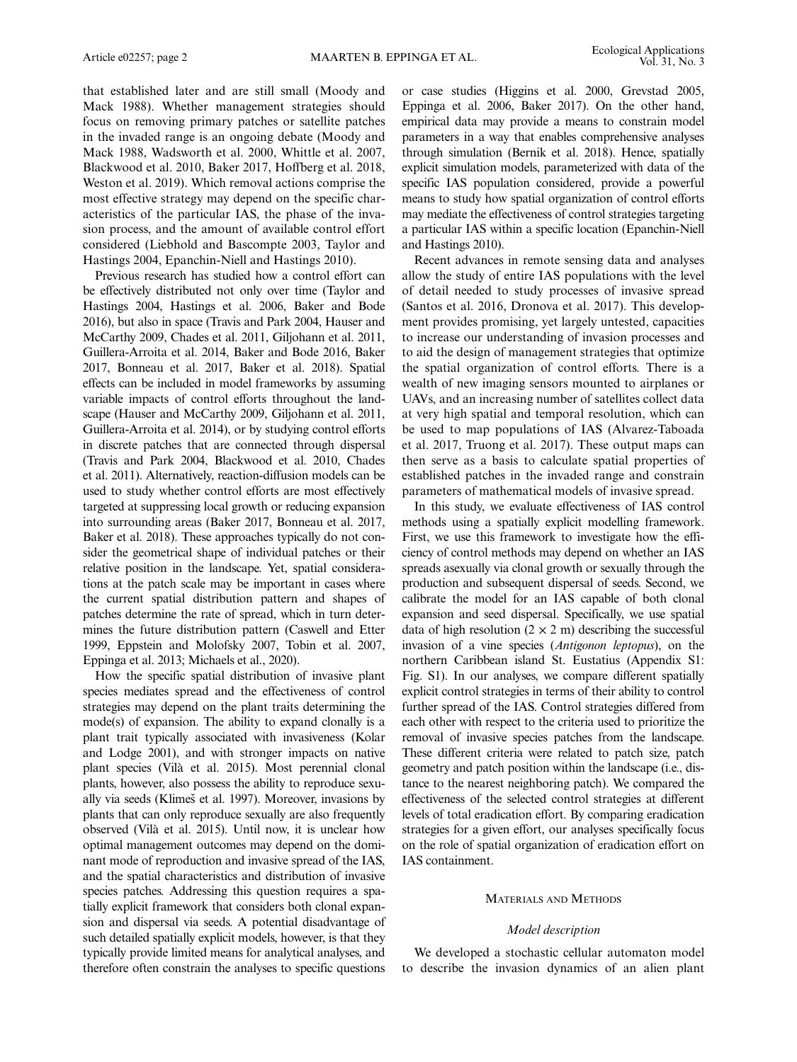that established later and are still small (Moody and Mack 1988). Whether management strategies should focus on removing primary patches or satellite patches in the invaded range is an ongoing debate (Moody and Mack 1988, Wadsworth et al. 2000, Whittle et al. 2007, Blackwood et al. 2010, Baker 2017, Hoffberg et al. 2018, Weston et al. 2019). Which removal actions comprise the most effective strategy may depend on the specific characteristics of the particular IAS, the phase of the invasion process, and the amount of available control effort considered (Liebhold and Bascompte 2003, Taylor and Hastings 2004, Epanchin-Niell and Hastings 2010).

Previous research has studied how a control effort can be effectively distributed not only over time (Taylor and Hastings 2004, Hastings et al. 2006, Baker and Bode 2016), but also in space (Travis and Park 2004, Hauser and McCarthy 2009, Chades et al. 2011, Giljohann et al. 2011, Guillera-Arroita et al. 2014, Baker and Bode 2016, Baker 2017, Bonneau et al. 2017, Baker et al. 2018). Spatial effects can be included in model frameworks by assuming variable impacts of control efforts throughout the landscape (Hauser and McCarthy 2009, Giljohann et al. 2011, Guillera-Arroita et al. 2014), or by studying control efforts in discrete patches that are connected through dispersal (Travis and Park 2004, Blackwood et al. 2010, Chades et al. 2011). Alternatively, reaction-diffusion models can be used to study whether control efforts are most effectively targeted at suppressing local growth or reducing expansion into surrounding areas (Baker 2017, Bonneau et al. 2017, Baker et al. 2018). These approaches typically do not consider the geometrical shape of individual patches or their relative position in the landscape. Yet, spatial considerations at the patch scale may be important in cases where the current spatial distribution pattern and shapes of patches determine the rate of spread, which in turn determines the future distribution pattern (Caswell and Etter 1999, Eppstein and Molofsky 2007, Tobin et al. 2007, Eppinga et al. 2013; Michaels et al., 2020).

How the specific spatial distribution of invasive plant species mediates spread and the effectiveness of control strategies may depend on the plant traits determining the mode(s) of expansion. The ability to expand clonally is a plant trait typically associated with invasiveness (Kolar and Lodge 2001), and with stronger impacts on native plant species (Vilà et al. 2015). Most perennial clonal plants, however, also possess the ability to reproduce sexually via seeds (Klimeš et al. 1997). Moreover, invasions by plants that can only reproduce sexually are also frequently observed (Vilà et al. 2015). Until now, it is unclear how optimal management outcomes may depend on the dominant mode of reproduction and invasive spread of the IAS, and the spatial characteristics and distribution of invasive species patches. Addressing this question requires a spatially explicit framework that considers both clonal expansion and dispersal via seeds. A potential disadvantage of such detailed spatially explicit models, however, is that they typically provide limited means for analytical analyses, and therefore often constrain the analyses to specific questions or case studies (Higgins et al. 2000, Grevstad 2005, Eppinga et al. 2006, Baker 2017). On the other hand, empirical data may provide a means to constrain model parameters in a way that enables comprehensive analyses through simulation (Bernik et al. 2018). Hence, spatially explicit simulation models, parameterized with data of the specific IAS population considered, provide a powerful means to study how spatial organization of control efforts may mediate the effectiveness of control strategies targeting a particular IAS within a specific location (Epanchin-Niell and Hastings 2010).

Recent advances in remote sensing data and analyses allow the study of entire IAS populations with the level of detail needed to study processes of invasive spread (Santos et al. 2016, Dronova et al. 2017). This development provides promising, yet largely untested, capacities to increase our understanding of invasion processes and to aid the design of management strategies that optimize the spatial organization of control efforts. There is a wealth of new imaging sensors mounted to airplanes or UAVs, and an increasing number of satellites collect data at very high spatial and temporal resolution, which can be used to map populations of IAS (Alvarez-Taboada et al. 2017, Truong et al. 2017). These output maps can then serve as a basis to calculate spatial properties of established patches in the invaded range and constrain parameters of mathematical models of invasive spread.

In this study, we evaluate effectiveness of IAS control methods using a spatially explicit modelling framework. First, we use this framework to investigate how the efficiency of control methods may depend on whether an IAS spreads asexually via clonal growth or sexually through the production and subsequent dispersal of seeds. Second, we calibrate the model for an IAS capable of both clonal expansion and seed dispersal. Specifically, we use spatial data of high resolution ($2 \times 2$ m) describing the successful invasion of a vine species (*Antigonon leptopus*), on the northern Caribbean island St. Eustatius (Appendix S1: Fig. S1). In our analyses, we compare different spatially explicit control strategies in terms of their ability to control further spread of the IAS. Control strategies differed from each other with respect to the criteria used to prioritize the removal of invasive species patches from the landscape. These different criteria were related to patch size, patch geometry and patch position within the landscape (i.e., distance to the nearest neighboring patch). We compared the effectiveness of the selected control strategies at different levels of total eradication effort. By comparing eradication strategies for a given effort, our analyses specifically focus on the role of spatial organization of eradication effort on IAS containment.

## Materials and Methods

### Model description

We developed a stochastic cellular automaton model to describe the invasion dynamics of an alien plant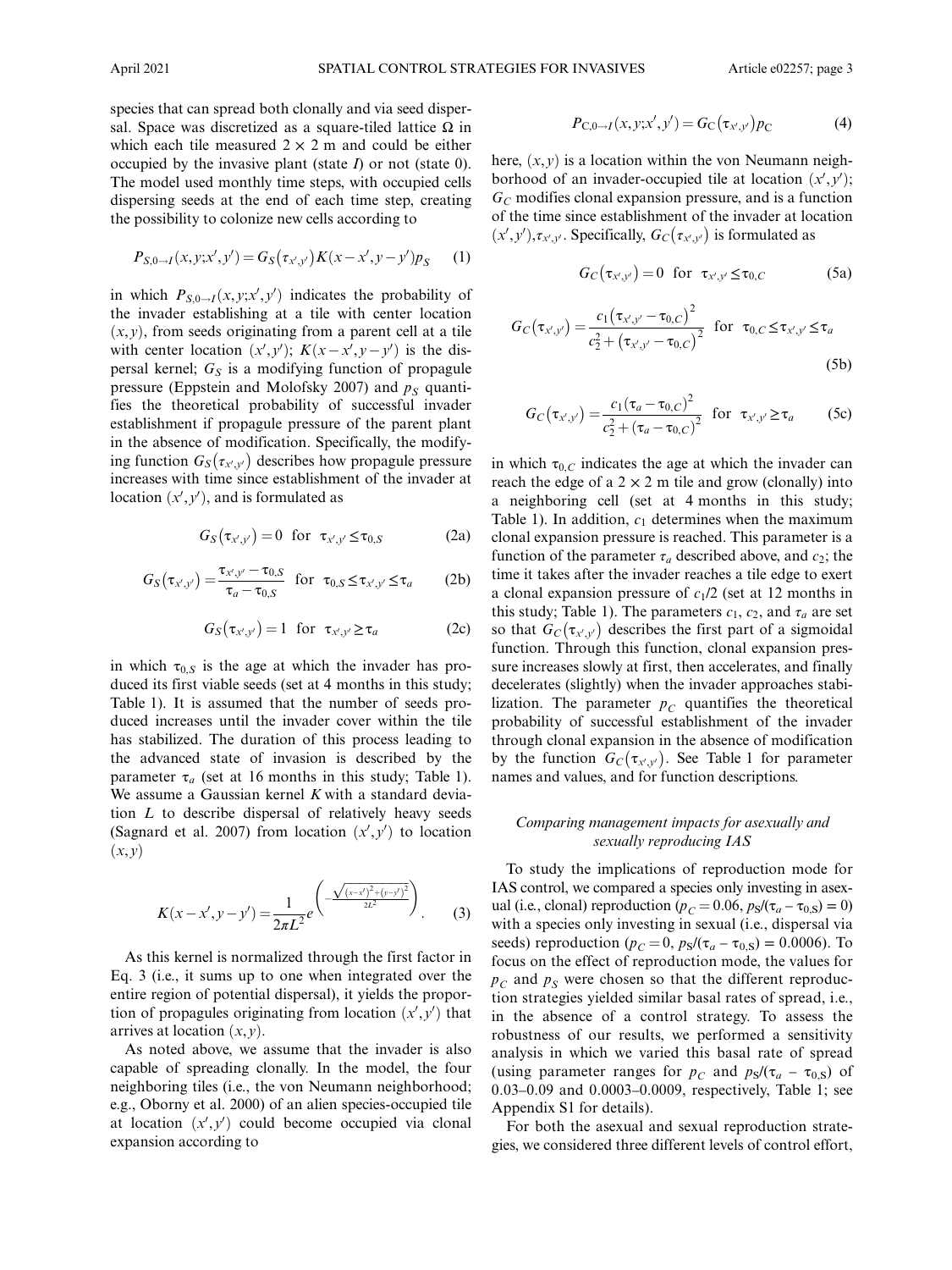species that can spread both clonally and via seed dispersal. Space was discretized as a square-tiled lattice $\Omega$ in which each tile measured $2 \times 2$ m and could be either occupied by the invasive plant (state $I$) or not (state 0). The model used monthly time steps, with occupied cells dispersing seeds at the end of each time step, creating the possibility to colonize new cells according to

$$P_{S,0\rightarrow I}(x,y;x',y') = G_S(\tau_{x',y'})K(x-x',y-y')p_S \quad (1)$$

in which $P_{S,0\rightarrow I}(x,y;x',y')$ indicates the probability of the invader establishing at a tile with center location $(x,y)$, from seeds originating from a parent cell at a tile with center location $(x',y')$; $K(x-x',y-y')$ is the dispersal kernel; $G_S$ is a modifying function of propagule pressure (Eppstein and Molofsky 2007) and $p_S$ quantifies the theoretical probability of successful invader establishment if propagule pressure of the parent plant in the absence of modification. Specifically, the modifying function $G_S(\tau_{x',y'})$ describes how propagule pressure increases with time since establishment of the invader at location $(x',y')$, and is formulated as

$$G_S(\tau_{x',y'}) = 0 \quad \text{for} \quad \tau_{x',y'} \leq \tau_{0,S} \quad (2a)$$

$$G_S(\tau_{x',y'}) = \frac{\tau_{x',y'} - \tau_{0,S}}{\tau_a - \tau_{0,S}} \quad \text{for} \quad \tau_{0,S} \leq \tau_{x',y'} \leq \tau_a \quad (2b)$$

$$G_S(\tau_{x',y'}) = 1 \quad \text{for} \quad \tau_{x',y'} \geq \tau_a \quad (2c)$$

in which $\tau_{0,S}$ is the age at which the invader has produced its first viable seeds (set at 4 months in this study; Table 1). It is assumed that the number of seeds produced increases until the invader cover within the tile has stabilized. The duration of this process leading to the advanced state of invasion is described by the parameter $\tau_a$ (set at 16 months in this study; Table 1). We assume a Gaussian kernel $K$ with a standard deviation $L$ to describe dispersal of relatively heavy seeds (Sagnard et al. 2007) from location $(x',y')$ to location $(x,y)$

$$K(x-x',y-y') = \frac{1}{2\pi L^2} e^{\left(-\frac{\sqrt{(x-x')^2+(y-y')^2}}{2L^2}\right)}. \quad (3)$$

As this kernel is normalized through the first factor in Eq. 3 (i.e., it sums up to one when integrated over the entire region of potential dispersal), it yields the proportion of propagules originating from location $(x',y')$ that arrives at location $(x,y)$.

As noted above, we assume that the invader is also capable of spreading clonally. In the model, the four neighboring tiles (i.e., the von Neumann neighborhood; e.g., Oborny et al. 2000) of an alien species-occupied tile at location $(x',y')$ could become occupied via clonal expansion according to

$$P_{C,0\rightarrow I}(x,y;x',y') = G_C(\tau_{x',y'})p_C \quad (4)$$

here, $(x,y)$ is a location within the von Neumann neighborhood of an invader-occupied tile at location $(x',y')$; $G_C$ modifies clonal expansion pressure, and is a function of the time since establishment of the invader at location $(x',y')$,$\tau_{x',y'}$. Specifically, $G_C(\tau_{x',y'})$ is formulated as

$$G_C(\tau_{x',y'}) = 0 \quad \text{for} \quad \tau_{x',y'} \leq \tau_{0,C} \quad (5a)$$

$$G_C(\tau_{x',y'}) = \frac{c_1(\tau_{x',y'} - \tau_{0,C})^2}{c_2^2 + (\tau_{x',y'} - \tau_{0,C})^2} \quad \text{for} \quad \tau_{0,C} \leq \tau_{x',y'} \leq \tau_a \quad (5b)$$

$$G_C(\tau_{x',y'}) = \frac{c_1(\tau_a - \tau_{0,C})^2}{c_2^2 + (\tau_a - \tau_{0,C})^2} \quad \text{for} \quad \tau_{x',y'} \geq \tau_a \quad (5c)$$

in which $\tau_{0,C}$ indicates the age at which the invader can reach the edge of a $2 \times 2$ m tile and grow (clonally) into a neighboring cell (set at 4 months in this study; Table 1). In addition, $c_1$ determines when the maximum clonal expansion pressure is reached. This parameter is a function of the parameter $\tau_a$ described above, and $c_2$; the time it takes after the invader reaches a tile edge to exert a clonal expansion pressure of $c_1/2$ (set at 12 months in this study; Table 1). The parameters $c_1$, $c_2$, and $\tau_a$ are set so that $G_C(\tau_{x',y'})$ describes the first part of a sigmoidal function. Through this function, clonal expansion pressure increases slowly at first, then accelerates, and finally decelerates (slightly) when the invader approaches stabilization. The parameter $p_C$ quantifies the theoretical probability of successful establishment of the invader through clonal expansion in the absence of modification by the function $G_C(\tau_{x',y'})$. See Table 1 for parameter names and values, and for function descriptions.

### *Comparing management impacts for asexually and sexually reproducing IAS*

To study the implications of reproduction mode for IAS control, we compared a species only investing in asexual (i.e., clonal) reproduction ($p_C = 0.06$, $p_S/(\tau_a - \tau_{0,S}) = 0$) with a species only investing in sexual (i.e., dispersal via seeds) reproduction ($p_C = 0$, $p_S/(\tau_a - \tau_{0,S}) = 0.0006$). To focus on the effect of reproduction mode, the values for $p_C$ and $p_S$ were chosen so that the different reproduction strategies yielded similar basal rates of spread, i.e., in the absence of a control strategy. To assess the robustness of our results, we performed a sensitivity analysis in which we varied this basal rate of spread (using parameter ranges for $p_C$ and $p_S/(\tau_a - \tau_{0,S})$ of 0.03–0.09 and 0.0003–0.0009, respectively, Table 1; see Appendix S1 for details).

For both the asexual and sexual reproduction strategies, we considered three different levels of control effort,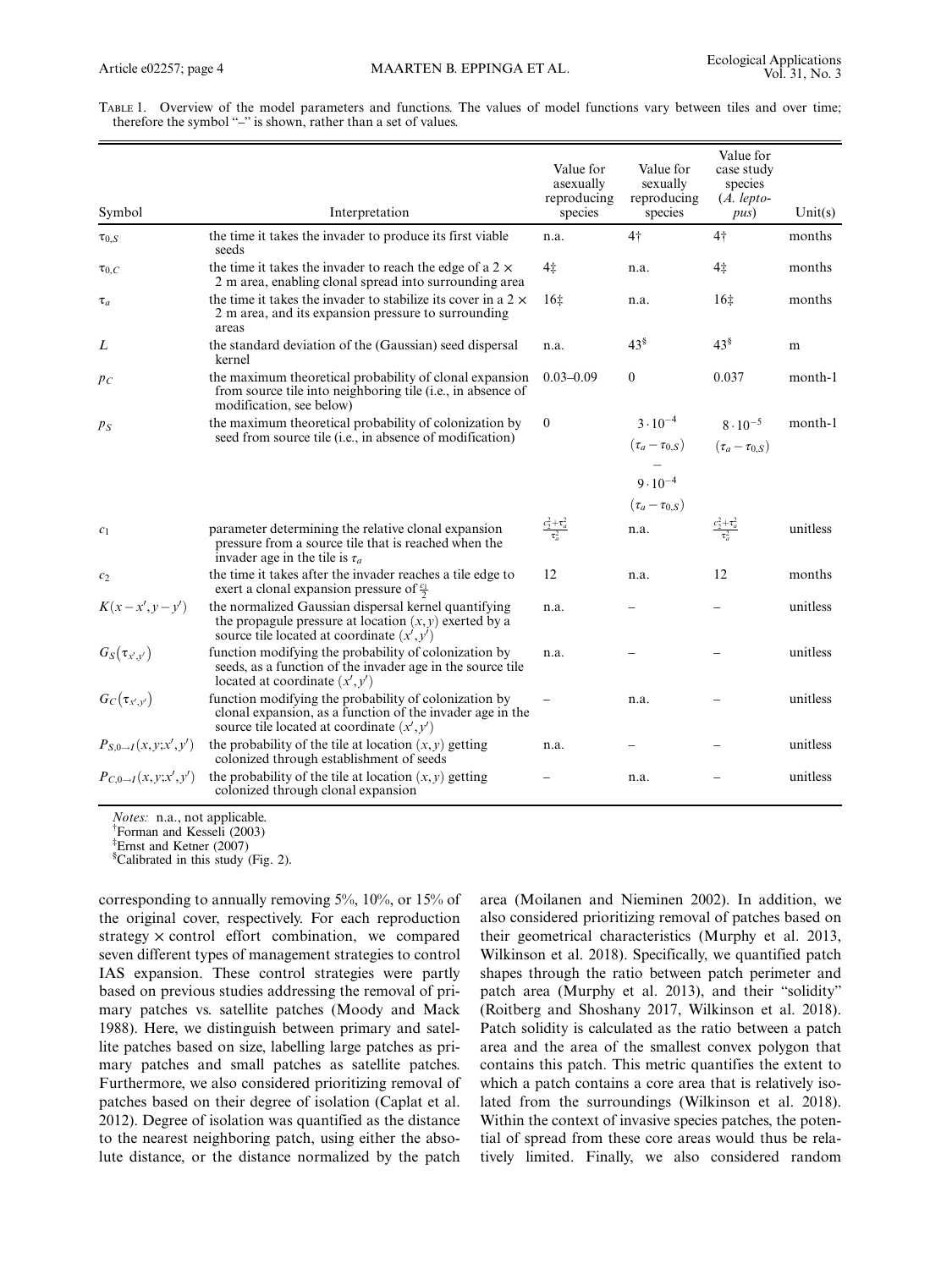TABLE 1. Overview of the model parameters and functions. The values of model functions vary between tiles and over time; therefore the symbol "–" is shown, rather than a set of values.

| Symbol | Interpretation | Value for asexually reproducing species | Value for sexually reproducing species | Value for case study species (*A. leptopus*) | Unit(s) |
|---|---|---|---|---|---|
| $\tau_{0,S}$ | the time it takes the invader to produce its first viable seeds | n.a. | 4† | 4† | months |
| $\tau_{0,C}$ | the time it takes the invader to reach the edge of a 2 × 2 m area, enabling clonal spread into surrounding area | 4‡ | n.a. | 4‡ | months |
| $\tau_a$ | the time it takes the invader to stabilize its cover in a 2 × 2 m area, and its expansion pressure to surrounding areas | 16‡ | n.a. | 16‡ | months |
| $L$ | the standard deviation of the (Gaussian) seed dispersal kernel | n.a. | 43§ | 43§ | m |
| $p_C$ | the maximum theoretical probability of clonal expansion from source tile into neighboring tile (i.e., in absence of modification, see below) | 0.03–0.09 | 0 | 0.037 | month-1 |
| $p_S$ | the maximum theoretical probability of colonization by seed from source tile (i.e., in absence of modification) | 0 | $\frac{3\cdot10^{-4}}{(\tau_a-\tau_{0,S})}$ – $\frac{9\cdot10^{-4}}{(\tau_a-\tau_{0,S})}$ | $\frac{8\cdot10^{-5}}{(\tau_a-\tau_{0,S})}$ | month-1 |
| $c_1$ | parameter determining the relative clonal expansion pressure from a source tile that is reached when the invader age in the tile is $\tau_a$ | $\frac{c_2^2+\tau_a^2}{\tau_a^2}$ | n.a. | $\frac{c_2^2+\tau_a^2}{\tau_a^2}$ | unitless |
| $c_2$ | the time it takes after the invader reaches a tile edge to exert a clonal expansion pressure of $\frac{c_1}{2}$ | 12 | n.a. | 12 | months |
| $K(x-x', y-y')$ | the normalized Gaussian dispersal kernel quantifying the propagule pressure at location $(x, y)$ exerted by a source tile located at coordinate $(x', y')$ | n.a. | – | – | unitless |
| $G_S(\tau_{x',y'})$ | function modifying the probability of colonization by seeds, as a function of the invader age in the source tile located at coordinate $(x', y')$ | n.a. | – | – | unitless |
| $G_C(\tau_{x',y'})$ | function modifying the probability of colonization by clonal expansion, as a function of the invader age in the source tile located at coordinate $(x', y')$ | – | n.a. | – | unitless |
| $P_{S,0\to I}(x,y;x',y')$ | the probability of the tile at location $(x, y)$ getting colonized through establishment of seeds | n.a. | – | – | unitless |
| $P_{C,0\to I}(x,y;x',y')$ | the probability of the tile at location $(x, y)$ getting colonized through clonal expansion | – | n.a. | – | unitless |

*Notes:* n.a., not applicable.
†Forman and Kesseli (2003)
‡Ernst and Ketner (2007)
§Calibrated in this study (Fig. 2).

corresponding to annually removing 5%, 10%, or 15% of the original cover, respectively. For each reproduction strategy × control effort combination, we compared seven different types of management strategies to control IAS expansion. These control strategies were partly based on previous studies addressing the removal of primary patches vs. satellite patches (Moody and Mack 1988). Here, we distinguish between primary and satellite patches based on size, labelling large patches as primary patches and small patches as satellite patches. Furthermore, we also considered prioritizing removal of patches based on their degree of isolation (Caplat et al. 2012). Degree of isolation was quantified as the distance to the nearest neighboring patch, using either the absolute distance, or the distance normalized by the patch area (Moilanen and Nieminen 2002). In addition, we also considered prioritizing removal of patches based on their geometrical characteristics (Murphy et al. 2013, Wilkinson et al. 2018). Specifically, we quantified patch shapes through the ratio between patch perimeter and patch area (Murphy et al. 2013), and their "solidity" (Roitberg and Shoshany 2017, Wilkinson et al. 2018). Patch solidity is calculated as the ratio between a patch area and the area of the smallest convex polygon that contains this patch. This metric quantifies the extent to which a patch contains a core area that is relatively isolated from the surroundings (Wilkinson et al. 2018). Within the context of invasive species patches, the potential of spread from these core areas would thus be relatively limited. Finally, we also considered random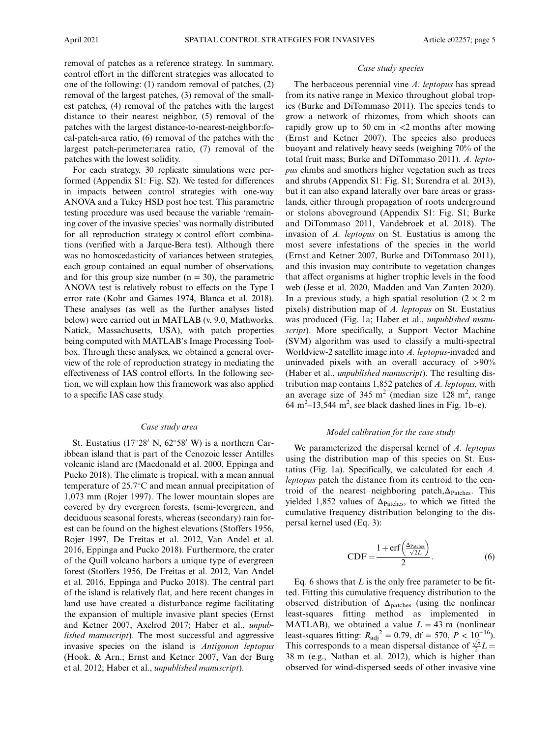removal of patches as a reference strategy. In summary, control effort in the different strategies was allocated to one of the following: (1) random removal of patches, (2) removal of the largest patches, (3) removal of the smallest patches, (4) removal of the patches with the largest distance to their nearest neighbor, (5) removal of the patches with the largest distance-to-nearest-neighbor:focal-patch-area ratio, (6) removal of the patches with the largest patch-perimeter:area ratio, (7) removal of the patches with the lowest solidity.

For each strategy, 30 replicate simulations were performed (Appendix S1: Fig. S2). We tested for differences in impacts between control strategies with one-way ANOVA and a Tukey HSD post hoc test. This parametric testing procedure was used because the variable 'remaining cover of the invasive species' was normally distributed for all reproduction strategy × control effort combinations (verified with a Jarque-Bera test). Although there was no homoscedasticity of variances between strategies, each group contained an equal number of observations, and for this group size number ($n = 30$), the parametric ANOVA test is relatively robust to effects on the Type I error rate (Kohr and Games 1974, Blanca et al. 2018). These analyses (as well as the further analyses listed below) were carried out in MATLAB (v. 9.0, Mathworks, Natick, Massachusetts, USA), with patch properties being computed with MATLAB's Image Processing Toolbox. Through these analyses, we obtained a general overview of the role of reproduction strategy in mediating the effectiveness of IAS control efforts. In the following section, we will explain how this framework was also applied to a specific IAS case study.

### *Case study area*

St. Eustatius (17°28′ N, 62°58′ W) is a northern Caribbean island that is part of the Cenozoic lesser Antilles volcanic island arc (Macdonald et al. 2000, Eppinga and Pucko 2018). The climate is tropical, with a mean annual temperature of 25.7°C and mean annual precipitation of 1,073 mm (Rojer 1997). The lower mountain slopes are covered by dry evergreen forests, (semi-)evergreen, and deciduous seasonal forests, whereas (secondary) rain forest can be found on the highest elevations (Stoffers 1956, Rojer 1997, De Freitas et al. 2012, Van Andel et al. 2016, Eppinga and Pucko 2018). Furthermore, the crater of the Quill volcano harbors a unique type of evergreen forest (Stoffers 1956, De Freitas et al. 2012, Van Andel et al. 2016, Eppinga and Pucko 2018). The central part of the island is relatively flat, and here recent changes in land use have created a disturbance regime facilitating the expansion of multiple invasive plant species (Ernst and Ketner 2007, Axelrod 2017; Haber et al., *unpublished manuscript*). The most successful and aggressive invasive species on the island is *Antigonon leptopus* (Hook. & Arn.; Ernst and Ketner 2007, Van der Burg et al. 2012; Haber et al., *unpublished manuscript*).

### *Case study species*

The herbaceous perennial vine *A. leptopus* has spread from its native range in Mexico throughout global tropics (Burke and DiTommaso 2011). The species tends to grow a network of rhizomes, from which shoots can rapidly grow up to 50 cm in <2 months after mowing (Ernst and Ketner 2007). The species also produces buoyant and relatively heavy seeds (weighing 70% of the total fruit mass; Burke and DiTommaso 2011). *A. leptopus* climbs and smothers higher vegetation such as trees and shrubs (Appendix S1: Fig. S1; Surendra et al. 2013), but it can also expand laterally over bare areas or grasslands, either through propagation of roots underground or stolons aboveground (Appendix S1: Fig. S1; Burke and DiTommaso 2011, Vandebroek et al. 2018). The invasion of *A. leptopus* on St. Eustatius is among the most severe infestations of the species in the world (Ernst and Ketner 2007, Burke and DiTommaso 2011), and this invasion may contribute to vegetation changes that affect organisms at higher trophic levels in the food web (Jesse et al. 2020, Madden and Van Zanten 2020). In a previous study, a high spatial resolution ($2 \times 2$ m pixels) distribution map of *A. leptopus* on St. Eustatius was produced (Fig. 1a; Haber et al., *unpublished manuscript*). More specifically, a Support Vector Machine (SVM) algorithm was used to classify a multi-spectral Worldview-2 satellite image into *A. leptopus*-invaded and uninvaded pixels with an overall accuracy of >90% (Haber et al., *unpublished manuscript*). The resulting distribution map contains 1,852 patches of *A. leptopus*, with an average size of 345 $m^2$ (median size 128 $m^2$, range 64 $m^2$–13,544 $m^2$, see black dashed lines in Fig. 1b–e).

### *Model calibration for the case study*

We parameterized the dispersal kernel of *A. leptopus* using the distribution map of this species on St. Eustatius (Fig. 1a). Specifically, we calculated for each *A. leptopus* patch the distance from its centroid to the centroid of the nearest neighboring patch, $\Delta_{\text{Patches}}$. This yielded 1,852 values of $\Delta_{\text{Patches}}$, to which we fitted the cumulative frequency distribution belonging to the dispersal kernel used (Eq. 3):

$$\text{CDF} = \frac{1 + \text{erf}\left(\frac{\Delta_{\text{Patches}}}{\sqrt{2}L}\right)}{2}. \tag{6}$$

Eq. 6 shows that $L$ is the only free parameter to be fitted. Fitting this cumulative frequency distribution to the observed distribution of $\Delta_{\text{patches}}$ (using the nonlinear least-squares fitting method as implemented in MATLAB), we obtained a value $L = 43$ m (nonlinear least-squares fitting: $R_{\text{adj}}^2 = 0.79$, df = 570, $P < 10^{-16}$). This corresponds to a mean dispersal distance of $\frac{\sqrt{\pi}}{2}L = 38$ m (e.g., Nathan et al. 2012), which is higher than observed for wind-dispersed seeds of other invasive vine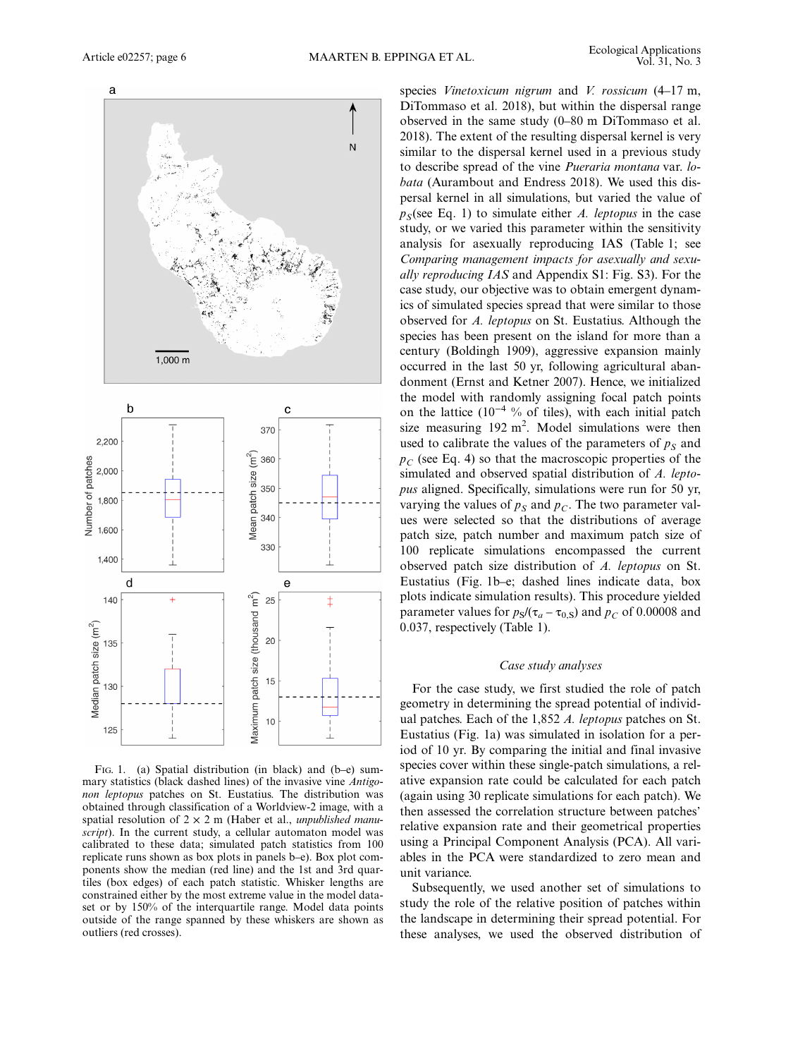Fig. 1. (a) Spatial distribution (in black) and (b–e) summary statistics (black dashed lines) of the invasive vine *Antigonon leptopus* patches on St. Eustatius. The distribution was obtained through classification of a Worldview-2 image, with a spatial resolution of 2 × 2 m (Haber et al., *unpublished manuscript*). In the current study, a cellular automaton model was calibrated to these data; simulated patch statistics from 100 replicate runs shown as box plots in panels b–e). Box plot components show the median (red line) and the 1st and 3rd quartiles (box edges) of each patch statistic. Whisker lengths are constrained either by the most extreme value in the model dataset or by 150% of the interquartile range. Model data points outside of the range spanned by these whiskers are shown as outliers (red crosses).

species *Vinetoxicum nigrum* and *V. rossicum* (4–17 m, DiTommaso et al. 2018), but within the dispersal range observed in the same study (0–80 m DiTommaso et al. 2018). The extent of the resulting dispersal kernel is very similar to the dispersal kernel used in a previous study to describe spread of the vine *Pueraria montana* var. *lobata* (Aurambout and Endress 2018). We used this dispersal kernel in all simulations, but varied the value of $p_S$(see Eq. 1) to simulate either *A. leptopus* in the case study, or we varied this parameter within the sensitivity analysis for asexually reproducing IAS (Table 1; see *Comparing management impacts for asexually and sexually reproducing IAS* and Appendix S1: Fig. S3). For the case study, our objective was to obtain emergent dynamics of simulated species spread that were similar to those observed for *A. leptopus* on St. Eustatius. Although the species has been present on the island for more than a century (Boldingh 1909), aggressive expansion mainly occurred in the last 50 yr, following agricultural abandonment (Ernst and Ketner 2007). Hence, we initialized the model with randomly assigning focal patch points on the lattice ($10^{-4}$ % of tiles), with each initial patch size measuring 192 m$^2$. Model simulations were then used to calibrate the values of the parameters of $p_S$ and $p_C$ (see Eq. 4) so that the macroscopic properties of the simulated and observed spatial distribution of *A. leptopus* aligned. Specifically, simulations were run for 50 yr, varying the values of $p_S$ and $p_C$. The two parameter values were selected so that the distributions of average patch size, patch number and maximum patch size of 100 replicate simulations encompassed the current observed patch size distribution of *A. leptopus* on St. Eustatius (Fig. 1b–e; dashed lines indicate data, box plots indicate simulation results). This procedure yielded parameter values for $p_S/(\tau_a - \tau_{0,S})$ and $p_C$ of 0.00008 and 0.037, respectively (Table 1).

### *Case study analyses*

For the case study, we first studied the role of patch geometry in determining the spread potential of individual patches. Each of the 1,852 *A. leptopus* patches on St. Eustatius (Fig. 1a) was simulated in isolation for a period of 10 yr. By comparing the initial and final invasive species cover within these single-patch simulations, a relative expansion rate could be calculated for each patch (again using 30 replicate simulations for each patch). We then assessed the correlation structure between patches' relative expansion rate and their geometrical properties using a Principal Component Analysis (PCA). All variables in the PCA were standardized to zero mean and unit variance.

Subsequently, we used another set of simulations to study the role of the relative position of patches within the landscape in determining their spread potential. For these analyses, we used the observed distribution of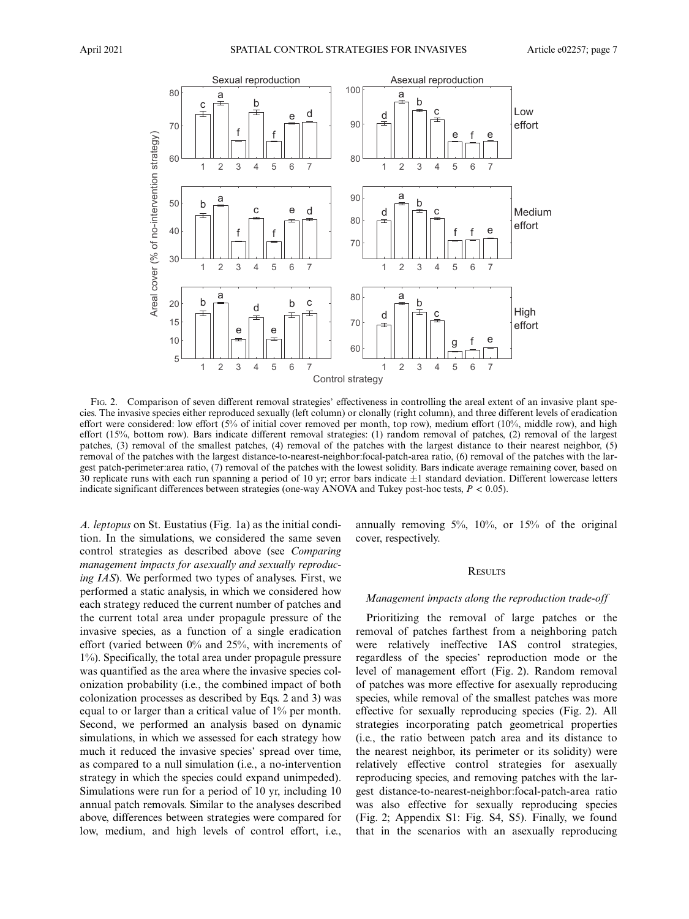Fig. 2. Comparison of seven different removal strategies' effectiveness in controlling the areal extent of an invasive plant species. The invasive species either reproduced sexually (left column) or clonally (right column), and three different levels of eradication effort were considered: low effort (5% of initial cover removed per month, top row), medium effort (10%, middle row), and high effort (15%, bottom row). Bars indicate different removal strategies: (1) random removal of patches, (2) removal of the largest patches, (3) removal of the smallest patches, (4) removal of the patches with the largest distance to their nearest neighbor, (5) removal of the patches with the largest distance-to-nearest-neighbor:focal-patch-area ratio, (6) removal of the patches with the largest patch-perimeter:area ratio, (7) removal of the patches with the lowest solidity. Bars indicate average remaining cover, based on 30 replicate runs with each run spanning a period of 10 yr; error bars indicate ±1 standard deviation. Different lowercase letters indicate significant differences between strategies (one-way ANOVA and Tukey post-hoc tests, $P < 0.05$).

*A. leptopus* on St. Eustatius (Fig. 1a) as the initial condition. In the simulations, we considered the same seven control strategies as described above (see *Comparing management impacts for asexually and sexually reproducing IAS*). We performed two types of analyses. First, we performed a static analysis, in which we considered how each strategy reduced the current number of patches and the current total area under propagule pressure of the invasive species, as a function of a single eradication effort (varied between 0% and 25%, with increments of 1%). Specifically, the total area under propagule pressure was quantified as the area where the invasive species colonization probability (i.e., the combined impact of both colonization processes as described by Eqs. 2 and 3) was equal to or larger than a critical value of 1% per month. Second, we performed an analysis based on dynamic simulations, in which we assessed for each strategy how much it reduced the invasive species' spread over time, as compared to a null simulation (i.e., a no-intervention strategy in which the species could expand unimpeded). Simulations were run for a period of 10 yr, including 10 annual patch removals. Similar to the analyses described above, differences between strategies were compared for low, medium, and high levels of control effort, i.e., annually removing 5%, 10%, or 15% of the original cover, respectively.

## Results

### Management impacts along the reproduction trade-off

Prioritizing the removal of large patches or the removal of patches farthest from a neighboring patch were relatively ineffective IAS control strategies, regardless of the species' reproduction mode or the level of management effort (Fig. 2). Random removal of patches was more effective for asexually reproducing species, while removal of the smallest patches was more effective for sexually reproducing species (Fig. 2). All strategies incorporating patch geometrical properties (i.e., the ratio between patch area and its distance to the nearest neighbor, its perimeter or its solidity) were relatively effective control strategies for asexually reproducing species, and removing patches with the largest distance-to-nearest-neighbor:focal-patch-area ratio was also effective for sexually reproducing species (Fig. 2; Appendix S1: Fig. S4, S5). Finally, we found that in the scenarios with an asexually reproducing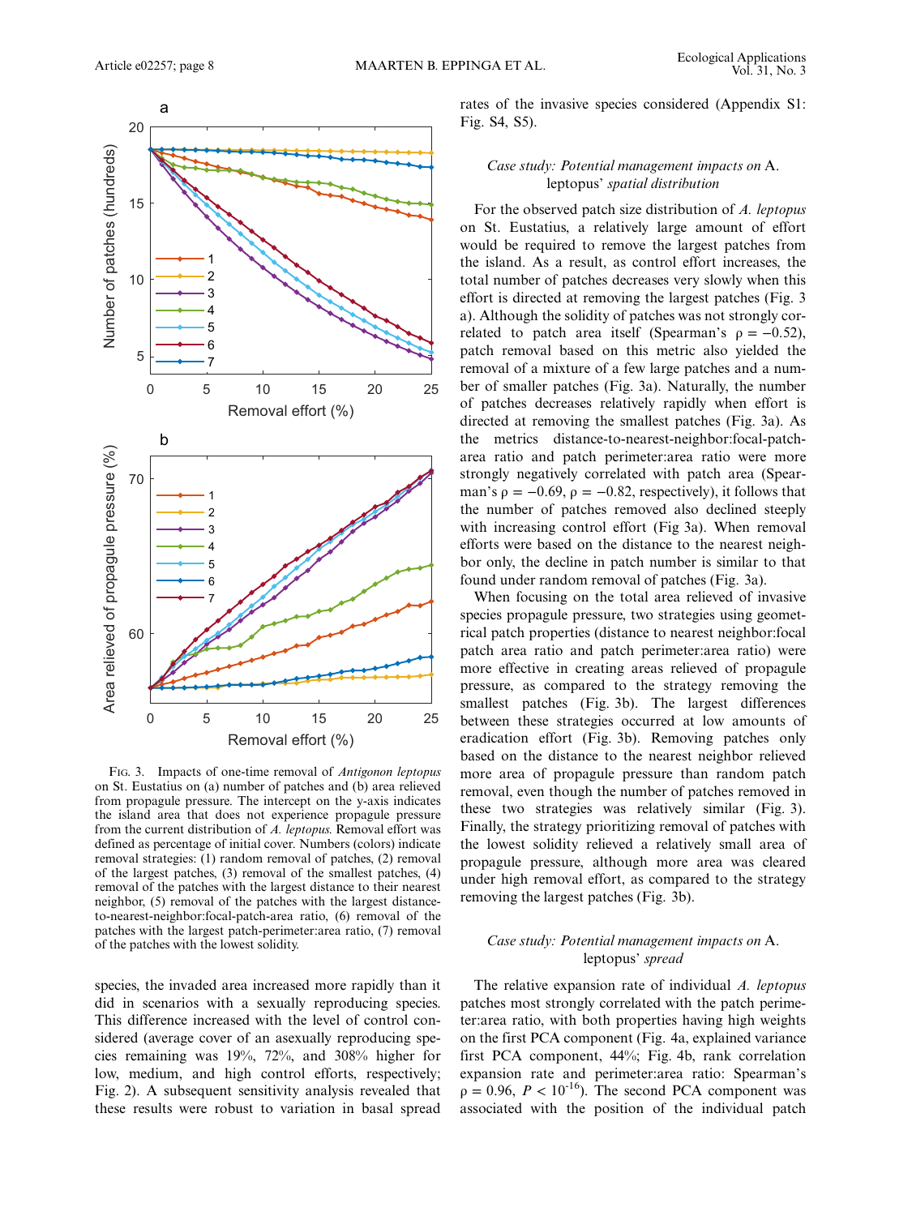Fig. 3. Impacts of one-time removal of *Antigonon leptopus* on St. Eustatius on (a) number of patches and (b) area relieved from propagule pressure. The intercept on the y-axis indicates the island area that does not experience propagule pressure from the current distribution of *A. leptopus.* Removal effort was defined as percentage of initial cover. Numbers (colors) indicate removal strategies: (1) random removal of patches, (2) removal of the largest patches, (3) removal of the smallest patches, (4) removal of the patches with the largest distance to their nearest neighbor, (5) removal of the patches with the largest distance-to-nearest-neighbor:focal-patch-area ratio, (6) removal of the patches with the largest patch-perimeter:area ratio, (7) removal of the patches with the lowest solidity.

species, the invaded area increased more rapidly than it did in scenarios with a sexually reproducing species. This difference increased with the level of control considered (average cover of an asexually reproducing species remaining was 19%, 72%, and 308% higher for low, medium, and high control efforts, respectively; Fig. 2). A subsequent sensitivity analysis revealed that these results were robust to variation in basal spread rates of the invasive species considered (Appendix S1: Fig. S4, S5).

### *Case study: Potential management impacts on* A. leptopus' *spatial distribution*

For the observed patch size distribution of *A. leptopus* on St. Eustatius, a relatively large amount of effort would be required to remove the largest patches from the island. As a result, as control effort increases, the total number of patches decreases very slowly when this effort is directed at removing the largest patches (Fig. 3 a). Although the solidity of patches was not strongly correlated to patch area itself (Spearman's $\rho = -0.52$), patch removal based on this metric also yielded the removal of a mixture of a few large patches and a number of smaller patches (Fig. 3a). Naturally, the number of patches decreases relatively rapidly when effort is directed at removing the smallest patches (Fig. 3a). As the metrics distance-to-nearest-neighbor:focal-patch-area ratio and patch perimeter:area ratio were more strongly negatively correlated with patch area (Spearman's $\rho = -0.69$, $\rho = -0.82$, respectively), it follows that the number of patches removed also declined steeply with increasing control effort (Fig 3a). When removal efforts were based on the distance to the nearest neighbor only, the decline in patch number is similar to that found under random removal of patches (Fig. 3a).

When focusing on the total area relieved of invasive species propagule pressure, two strategies using geometrical patch properties (distance to nearest neighbor:focal patch area ratio and patch perimeter:area ratio) were more effective in creating areas relieved of propagule pressure, as compared to the strategy removing the smallest patches (Fig. 3b). The largest differences between these strategies occurred at low amounts of eradication effort (Fig. 3b). Removing patches only based on the distance to the nearest neighbor relieved more area of propagule pressure than random patch removal, even though the number of patches removed in these two strategies was relatively similar (Fig. 3). Finally, the strategy prioritizing removal of patches with the lowest solidity relieved a relatively small area of propagule pressure, although more area was cleared under high removal effort, as compared to the strategy removing the largest patches (Fig. 3b).

### *Case study: Potential management impacts on* A. leptopus' *spread*

The relative expansion rate of individual *A. leptopus* patches most strongly correlated with the patch perimeter:area ratio, with both properties having high weights on the first PCA component (Fig. 4a, explained variance first PCA component, 44%; Fig. 4b, rank correlation expansion rate and perimeter:area ratio: Spearman's $\rho = 0.96$, $P < 10^{-16}$). The second PCA component was associated with the position of the individual patch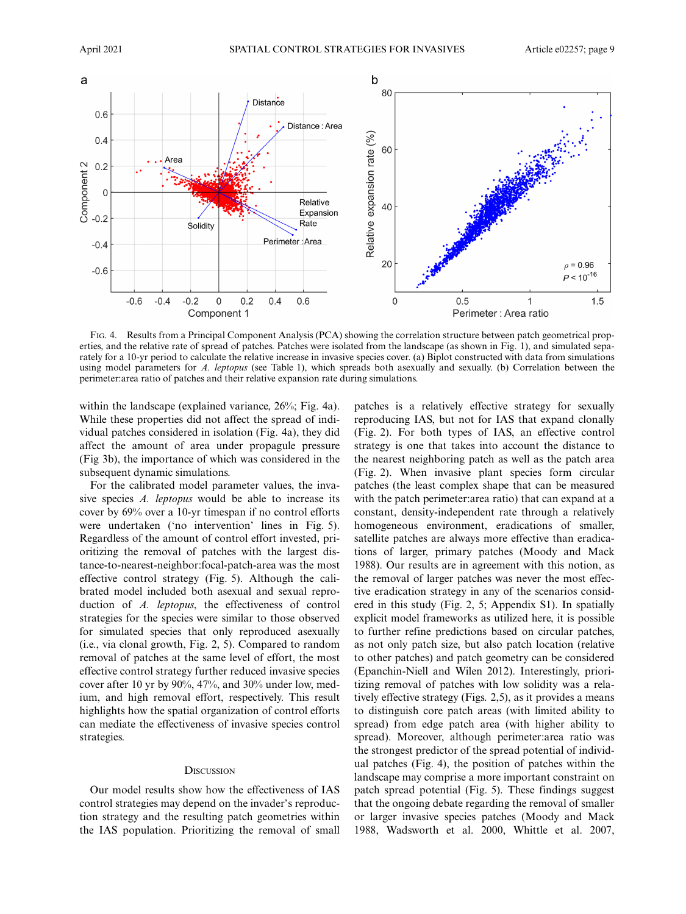FIG. 4. Results from a Principal Component Analysis (PCA) showing the correlation structure between patch geometrical properties, and the relative rate of spread of patches. Patches were isolated from the landscape (as shown in Fig. 1), and simulated separately for a 10-yr period to calculate the relative increase in invasive species cover. (a) Biplot constructed with data from simulations using model parameters for *A. leptopus* (see Table 1), which spreads both asexually and sexually. (b) Correlation between the perimeter:area ratio of patches and their relative expansion rate during simulations.

within the landscape (explained variance, 26%; Fig. 4a). While these properties did not affect the spread of individual patches considered in isolation (Fig. 4a), they did affect the amount of area under propagule pressure (Fig 3b), the importance of which was considered in the subsequent dynamic simulations.

For the calibrated model parameter values, the invasive species *A. leptopus* would be able to increase its cover by 69% over a 10-yr timespan if no control efforts were undertaken ('no intervention' lines in Fig. 5). Regardless of the amount of control effort invested, prioritizing the removal of patches with the largest distance-to-nearest-neighbor:focal-patch-area was the most effective control strategy (Fig. 5). Although the calibrated model included both asexual and sexual reproduction of *A. leptopus*, the effectiveness of control strategies for the species were similar to those observed for simulated species that only reproduced asexually (i.e., via clonal growth, Fig. 2, 5). Compared to random removal of patches at the same level of effort, the most effective control strategy further reduced invasive species cover after 10 yr by 90%, 47%, and 30% under low, medium, and high removal effort, respectively. This result highlights how the spatial organization of control efforts can mediate the effectiveness of invasive species control strategies.

## DISCUSSION

Our model results show how the effectiveness of IAS control strategies may depend on the invader's reproduction strategy and the resulting patch geometries within the IAS population. Prioritizing the removal of small patches is a relatively effective strategy for sexually reproducing IAS, but not for IAS that expand clonally (Fig. 2). For both types of IAS, an effective control strategy is one that takes into account the distance to the nearest neighboring patch as well as the patch area (Fig. 2). When invasive plant species form circular patches (the least complex shape that can be measured with the patch perimeter:area ratio) that can expand at a constant, density-independent rate through a relatively homogeneous environment, eradications of smaller, satellite patches are always more effective than eradications of larger, primary patches (Moody and Mack 1988). Our results are in agreement with this notion, as the removal of larger patches was never the most effective eradication strategy in any of the scenarios considered in this study (Fig. 2, 5; Appendix S1). In spatially explicit model frameworks as utilized here, it is possible to further refine predictions based on circular patches, as not only patch size, but also patch location (relative to other patches) and patch geometry can be considered (Epanchin-Niell and Wilen 2012). Interestingly, prioritizing removal of patches with low solidity was a relatively effective strategy (Figs. 2,5), as it provides a means to distinguish core patch areas (with limited ability to spread) from edge patch area (with higher ability to spread). Moreover, although perimeter:area ratio was the strongest predictor of the spread potential of individual patches (Fig. 4), the position of patches within the landscape may comprise a more important constraint on patch spread potential (Fig. 5). These findings suggest that the ongoing debate regarding the removal of smaller or larger invasive species patches (Moody and Mack 1988, Wadsworth et al. 2000, Whittle et al. 2007,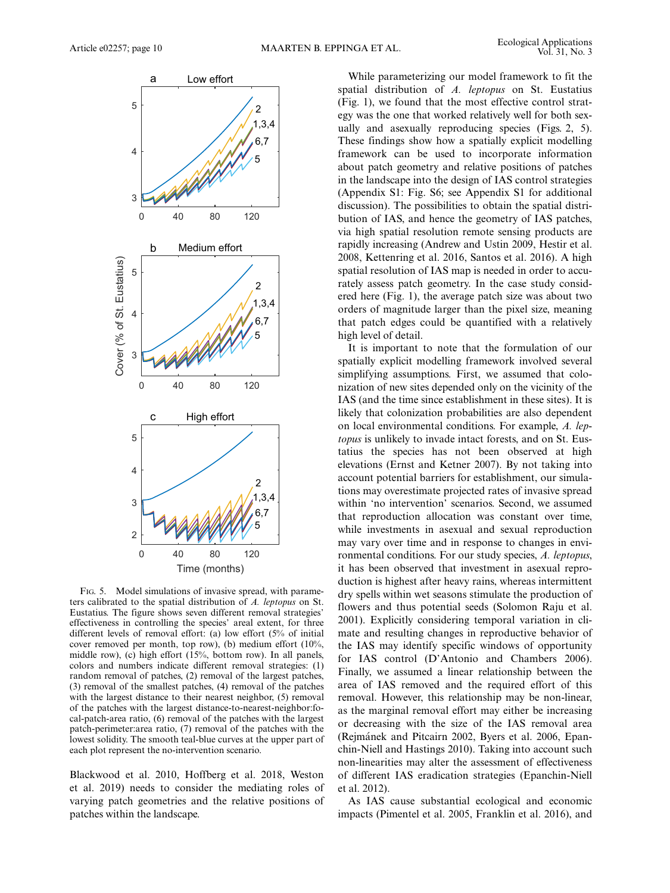Fig. 5. Model simulations of invasive spread, with parameters calibrated to the spatial distribution of *A. leptopus* on St. Eustatius. The figure shows seven different removal strategies' effectiveness in controlling the species' areal extent, for three different levels of removal effort: (a) low effort (5% of initial cover removed per month, top row), (b) medium effort (10%, middle row), (c) high effort (15%, bottom row). In all panels, colors and numbers indicate different removal strategies: (1) random removal of patches, (2) removal of the largest patches, (3) removal of the smallest patches, (4) removal of the patches with the largest distance to their nearest neighbor, (5) removal of the patches with the largest distance-to-nearest-neighbor:focal-patch-area ratio, (6) removal of the patches with the largest patch-perimeter:area ratio, (7) removal of the patches with the lowest solidity. The smooth teal-blue curves at the upper part of each plot represent the no-intervention scenario.

Blackwood et al. 2010, Hoffberg et al. 2018, Weston et al. 2019) needs to consider the mediating roles of varying patch geometries and the relative positions of patches within the landscape.

While parameterizing our model framework to fit the spatial distribution of *A. leptopus* on St. Eustatius (Fig. 1), we found that the most effective control strategy was the one that worked relatively well for both sexually and asexually reproducing species (Figs. 2, 5). These findings show how a spatially explicit modelling framework can be used to incorporate information about patch geometry and relative positions of patches in the landscape into the design of IAS control strategies (Appendix S1: Fig. S6; see Appendix S1 for additional discussion). The possibilities to obtain the spatial distribution of IAS, and hence the geometry of IAS patches, via high spatial resolution remote sensing products are rapidly increasing (Andrew and Ustin 2009, Hestir et al. 2008, Kettenring et al. 2016, Santos et al. 2016). A high spatial resolution of IAS map is needed in order to accurately assess patch geometry. In the case study considered here (Fig. 1), the average patch size was about two orders of magnitude larger than the pixel size, meaning that patch edges could be quantified with a relatively high level of detail.

It is important to note that the formulation of our spatially explicit modelling framework involved several simplifying assumptions. First, we assumed that colonization of new sites depended only on the vicinity of the IAS (and the time since establishment in these sites). It is likely that colonization probabilities are also dependent on local environmental conditions. For example, *A. leptopus* is unlikely to invade intact forests, and on St. Eustatius the species has not been observed at high elevations (Ernst and Ketner 2007). By not taking into account potential barriers for establishment, our simulations may overestimate projected rates of invasive spread within 'no intervention' scenarios. Second, we assumed that reproduction allocation was constant over time, while investments in asexual and sexual reproduction may vary over time and in response to changes in environmental conditions. For our study species, *A. leptopus*, it has been observed that investment in asexual reproduction is highest after heavy rains, whereas intermittent dry spells within wet seasons stimulate the production of flowers and thus potential seeds (Solomon Raju et al. 2001). Explicitly considering temporal variation in climate and resulting changes in reproductive behavior of the IAS may identify specific windows of opportunity for IAS control (D'Antonio and Chambers 2006). Finally, we assumed a linear relationship between the area of IAS removed and the required effort of this removal. However, this relationship may be non-linear, as the marginal removal effort may either be increasing or decreasing with the size of the IAS removal area (Rejmánek and Pitcairn 2002, Byers et al. 2006, Epanchin-Niell and Hastings 2010). Taking into account such non-linearities may alter the assessment of effectiveness of different IAS eradication strategies (Epanchin-Niell et al. 2012).

As IAS cause substantial ecological and economic impacts (Pimentel et al. 2005, Franklin et al. 2016), and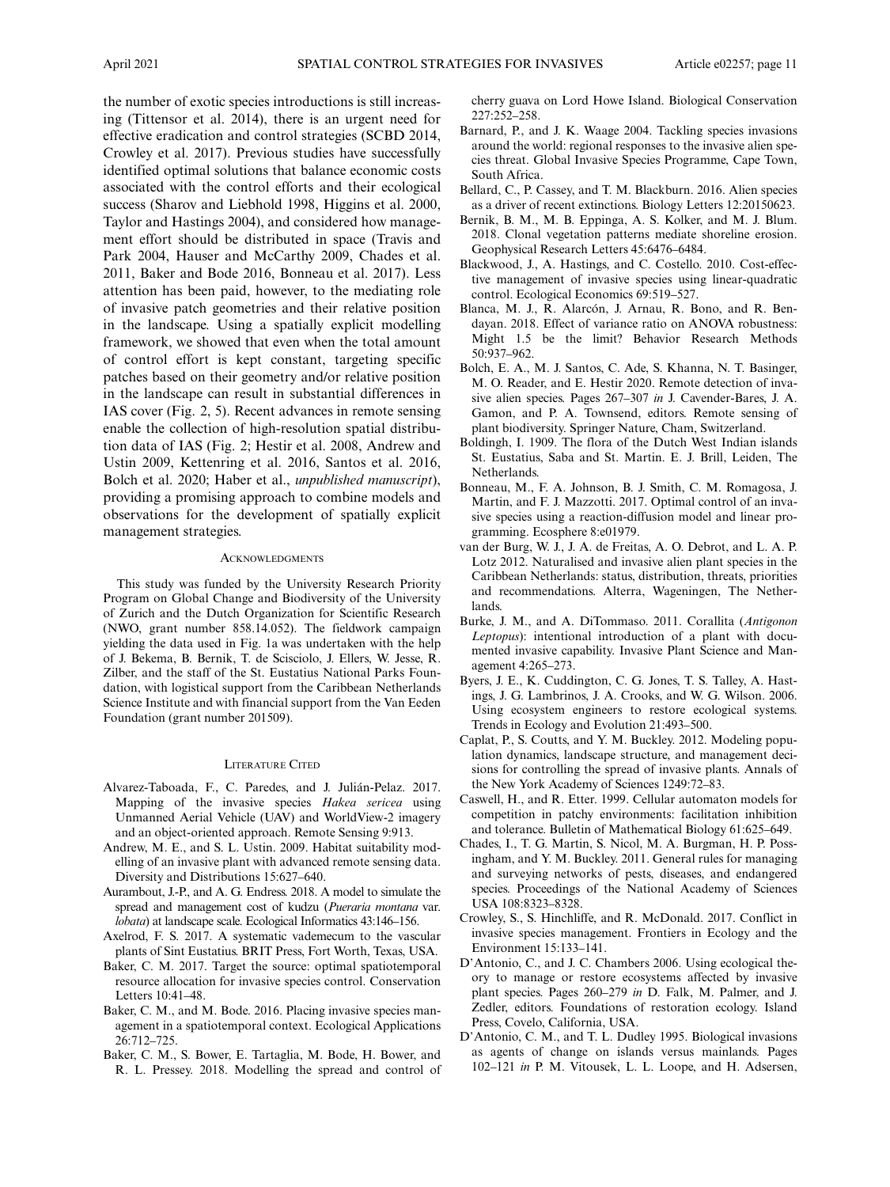the number of exotic species introductions is still increasing (Tittensor et al. 2014), there is an urgent need for effective eradication and control strategies (SCBD 2014, Crowley et al. 2017). Previous studies have successfully identified optimal solutions that balance economic costs associated with the control efforts and their ecological success (Sharov and Liebhold 1998, Higgins et al. 2000, Taylor and Hastings 2004), and considered how management effort should be distributed in space (Travis and Park 2004, Hauser and McCarthy 2009, Chades et al. 2011, Baker and Bode 2016, Bonneau et al. 2017). Less attention has been paid, however, to the mediating role of invasive patch geometries and their relative position in the landscape. Using a spatially explicit modelling framework, we showed that even when the total amount of control effort is kept constant, targeting specific patches based on their geometry and/or relative position in the landscape can result in substantial differences in IAS cover (Fig. 2, 5). Recent advances in remote sensing enable the collection of high-resolution spatial distribution data of IAS (Fig. 2; Hestir et al. 2008, Andrew and Ustin 2009, Kettenring et al. 2016, Santos et al. 2016, Bolch et al. 2020; Haber et al., *unpublished manuscript*), providing a promising approach to combine models and observations for the development of spatially explicit management strategies.

## Acknowledgments

This study was funded by the University Research Priority Program on Global Change and Biodiversity of the University of Zurich and the Dutch Organization for Scientific Research (NWO, grant number 858.14.052). The fieldwork campaign yielding the data used in Fig. 1a was undertaken with the help of J. Bekema, B. Bernik, T. de Scisciolo, J. Ellers, W. Jesse, R. Zilber, and the staff of the St. Eustatius National Parks Foundation, with logistical support from the Caribbean Netherlands Science Institute and with financial support from the Van Eeden Foundation (grant number 201509).

## Literature Cited

Alvarez-Taboada, F., C. Paredes, and J. Julián-Pelaz. 2017. Mapping of the invasive species *Hakea sericea* using Unmanned Aerial Vehicle (UAV) and WorldView-2 imagery and an object-oriented approach. Remote Sensing 9:913.

Andrew, M. E., and S. L. Ustin. 2009. Habitat suitability modelling of an invasive plant with advanced remote sensing data. Diversity and Distributions 15:627–640.

Aurambout, J.-P., and A. G. Endress. 2018. A model to simulate the spread and management cost of kudzu (*Pueraria montana* var. *lobata*) at landscape scale. Ecological Informatics 43:146–156.

Axelrod, F. S. 2017. A systematic vademecum to the vascular plants of Sint Eustatius. BRIT Press, Fort Worth, Texas, USA.

Baker, C. M. 2017. Target the source: optimal spatiotemporal resource allocation for invasive species control. Conservation Letters 10:41–48.

Baker, C. M., and M. Bode. 2016. Placing invasive species management in a spatiotemporal context. Ecological Applications 26:712–725.

Baker, C. M., S. Bower, E. Tartaglia, M. Bode, H. Bower, and R. L. Pressey. 2018. Modelling the spread and control of cherry guava on Lord Howe Island. Biological Conservation 227:252–258.

Barnard, P., and J. K. Waage 2004. Tackling species invasions around the world: regional responses to the invasive alien species threat. Global Invasive Species Programme, Cape Town, South Africa.

Bellard, C., P. Cassey, and T. M. Blackburn. 2016. Alien species as a driver of recent extinctions. Biology Letters 12:20150623.

Bernik, B. M., M. B. Eppinga, A. S. Kolker, and M. J. Blum. 2018. Clonal vegetation patterns mediate shoreline erosion. Geophysical Research Letters 45:6476–6484.

Blackwood, J., A. Hastings, and C. Costello. 2010. Cost-effective management of invasive species using linear-quadratic control. Ecological Economics 69:519–527.

Blanca, M. J., R. Alarcón, J. Arnau, R. Bono, and R. Bendayan. 2018. Effect of variance ratio on ANOVA robustness: Might 1.5 be the limit? Behavior Research Methods 50:937–962.

Bolch, E. A., M. J. Santos, C. Ade, S. Khanna, N. T. Basinger, M. O. Reader, and E. Hestir 2020. Remote detection of invasive alien species. Pages 267–307 *in* J. Cavender-Bares, J. A. Gamon, and P. A. Townsend, editors. Remote sensing of plant biodiversity. Springer Nature, Cham, Switzerland.

Boldingh, I. 1909. The flora of the Dutch West Indian islands St. Eustatius, Saba and St. Martin. E. J. Brill, Leiden, The Netherlands.

Bonneau, M., F. A. Johnson, B. J. Smith, C. M. Romagosa, J. Martin, and F. J. Mazzotti. 2017. Optimal control of an invasive species using a reaction-diffusion model and linear programming. Ecosphere 8:e01979.

van der Burg, W. J., J. A. de Freitas, A. O. Debrot, and L. A. P. Lotz 2012. Naturalised and invasive alien plant species in the Caribbean Netherlands: status, distribution, threats, priorities and recommendations. Alterra, Wageningen, The Netherlands.

Burke, J. M., and A. DiTommaso. 2011. Corallita (*Antigonon Leptopus*): intentional introduction of a plant with documented invasive capability. Invasive Plant Science and Management 4:265–273.

Byers, J. E., K. Cuddington, C. G. Jones, T. S. Talley, A. Hastings, J. G. Lambrinos, J. A. Crooks, and W. G. Wilson. 2006. Using ecosystem engineers to restore ecological systems. Trends in Ecology and Evolution 21:493–500.

Caplat, P., S. Coutts, and Y. M. Buckley. 2012. Modeling population dynamics, landscape structure, and management decisions for controlling the spread of invasive plants. Annals of the New York Academy of Sciences 1249:72–83.

Caswell, H., and R. Etter. 1999. Cellular automaton models for competition in patchy environments: facilitation inhibition and tolerance. Bulletin of Mathematical Biology 61:625–649.

Chades, I., T. G. Martin, S. Nicol, M. A. Burgman, H. P. Possingham, and Y. M. Buckley. 2011. General rules for managing and surveying networks of pests, diseases, and endangered species. Proceedings of the National Academy of Sciences USA 108:8323–8328.

Crowley, S., S. Hinchliffe, and R. McDonald. 2017. Conflict in invasive species management. Frontiers in Ecology and the Environment 15:133–141.

D'Antonio, C., and J. C. Chambers 2006. Using ecological theory to manage or restore ecosystems affected by invasive plant species. Pages 260–279 *in* D. Falk, M. Palmer, and J. Zedler, editors. Foundations of restoration ecology. Island Press, Covelo, California, USA.

D'Antonio, C. M., and T. L. Dudley 1995. Biological invasions as agents of change on islands versus mainlands. Pages 102–121 *in* P. M. Vitousek, L. L. Loope, and H. Adsersen,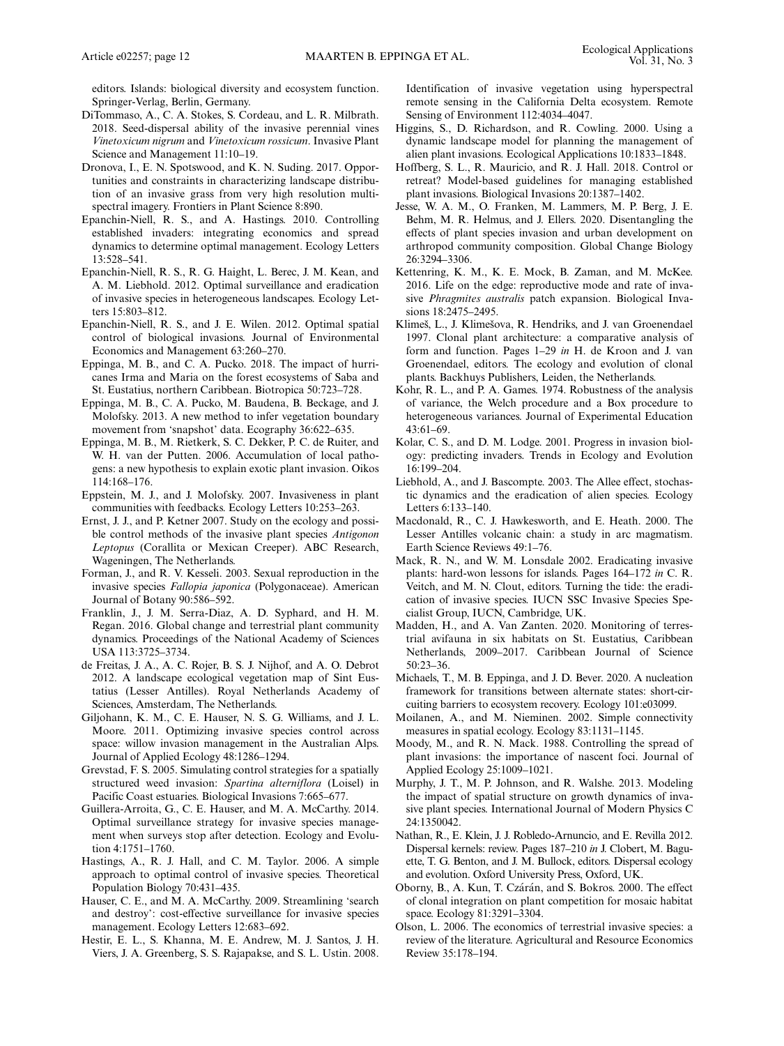editors. Islands: biological diversity and ecosystem function. Springer-Verlag, Berlin, Germany.

DiTommaso, A., C. A. Stokes, S. Cordeau, and L. R. Milbrath. 2018. Seed-dispersal ability of the invasive perennial vines *Vinetoxicum nigrum* and *Vinetoxicum rossicum*. Invasive Plant Science and Management 11:10–19.

Dronova, I., E. N. Spotswood, and K. N. Suding. 2017. Opportunities and constraints in characterizing landscape distribution of an invasive grass from very high resolution multi-spectral imagery. Frontiers in Plant Science 8:890.

Epanchin-Niell, R. S., and A. Hastings. 2010. Controlling established invaders: integrating economics and spread dynamics to determine optimal management. Ecology Letters 13:528–541.

Epanchin-Niell, R. S., R. G. Haight, L. Berec, J. M. Kean, and A. M. Liebhold. 2012. Optimal surveillance and eradication of invasive species in heterogeneous landscapes. Ecology Letters 15:803–812.

Epanchin-Niell, R. S., and J. E. Wilen. 2012. Optimal spatial control of biological invasions. Journal of Environmental Economics and Management 63:260–270.

Eppinga, M. B., and C. A. Pucko. 2018. The impact of hurricanes Irma and Maria on the forest ecosystems of Saba and St. Eustatius, northern Caribbean. Biotropica 50:723–728.

Eppinga, M. B., C. A. Pucko, M. Baudena, B. Beckage, and J. Molofsky. 2013. A new method to infer vegetation boundary movement from 'snapshot' data. Ecography 36:622–635.

Eppinga, M. B., M. Rietkerk, S. C. Dekker, P. C. de Ruiter, and W. H. van der Putten. 2006. Accumulation of local pathogens: a new hypothesis to explain exotic plant invasion. Oikos 114:168–176.

Eppstein, M. J., and J. Molofsky. 2007. Invasiveness in plant communities with feedbacks. Ecology Letters 10:253–263.

Ernst, J. J., and P. Ketner 2007. Study on the ecology and possible control methods of the invasive plant species *Antigonon Leptopus* (Corallita or Mexican Creeper). ABC Research, Wageningen, The Netherlands.

Forman, J., and R. V. Kesseli. 2003. Sexual reproduction in the invasive species *Fallopia japonica* (Polygonaceae). American Journal of Botany 90:586–592.

Franklin, J., J. M. Serra-Diaz, A. D. Syphard, and H. M. Regan. 2016. Global change and terrestrial plant community dynamics. Proceedings of the National Academy of Sciences USA 113:3725–3734.

de Freitas, J. A., A. C. Rojer, B. S. J. Nijhof, and A. O. Debrot 2012. A landscape ecological vegetation map of Sint Eustatius (Lesser Antilles). Royal Netherlands Academy of Sciences, Amsterdam, The Netherlands.

Giljohann, K. M., C. E. Hauser, N. S. G. Williams, and J. L. Moore. 2011. Optimizing invasive species control across space: willow invasion management in the Australian Alps. Journal of Applied Ecology 48:1286–1294.

Grevstad, F. S. 2005. Simulating control strategies for a spatially structured weed invasion: *Spartina alterniflora* (Loisel) in Pacific Coast estuaries. Biological Invasions 7:665–677.

Guillera-Arroita, G., C. E. Hauser, and M. A. McCarthy. 2014. Optimal surveillance strategy for invasive species management when surveys stop after detection. Ecology and Evolution 4:1751–1760.

Hastings, A., R. J. Hall, and C. M. Taylor. 2006. A simple approach to optimal control of invasive species. Theoretical Population Biology 70:431–435.

Hauser, C. E., and M. A. McCarthy. 2009. Streamlining 'search and destroy': cost-effective surveillance for invasive species management. Ecology Letters 12:683–692.

Hestir, E. L., S. Khanna, M. E. Andrew, M. J. Santos, J. H. Viers, J. A. Greenberg, S. S. Rajapakse, and S. L. Ustin. 2008. Identification of invasive vegetation using hyperspectral remote sensing in the California Delta ecosystem. Remote Sensing of Environment 112:4034–4047.

Higgins, S., D. Richardson, and R. Cowling. 2000. Using a dynamic landscape model for planning the management of alien plant invasions. Ecological Applications 10:1833–1848.

Hoffberg, S. L., R. Mauricio, and R. J. Hall. 2018. Control or retreat? Model-based guidelines for managing established plant invasions. Biological Invasions 20:1387–1402.

Jesse, W. A. M., O. Franken, M. Lammers, M. P. Berg, J. E. Behm, M. R. Helmus, and J. Ellers. 2020. Disentangling the effects of plant species invasion and urban development on arthropod community composition. Global Change Biology 26:3294–3306.

Kettenring, K. M., K. E. Mock, B. Zaman, and M. McKee. 2016. Life on the edge: reproductive mode and rate of invasive *Phragmites australis* patch expansion. Biological Invasions 18:2475–2495.

Klimeš, L., J. Klimešova, R. Hendriks, and J. van Groenendael 1997. Clonal plant architecture: a comparative analysis of form and function. Pages 1–29 *in* H. de Kroon and J. van Groenendael, editors. The ecology and evolution of clonal plants. Backhuys Publishers, Leiden, the Netherlands.

Kohr, R. L., and P. A. Games. 1974. Robustness of the analysis of variance, the Welch procedure and a Box procedure to heterogeneous variances. Journal of Experimental Education 43:61–69.

Kolar, C. S., and D. M. Lodge. 2001. Progress in invasion biology: predicting invaders. Trends in Ecology and Evolution 16:199–204.

Liebhold, A., and J. Bascompte. 2003. The Allee effect, stochastic dynamics and the eradication of alien species. Ecology Letters 6:133–140.

Macdonald, R., C. J. Hawkesworth, and E. Heath. 2000. The Lesser Antilles volcanic chain: a study in arc magmatism. Earth Science Reviews 49:1–76.

Mack, R. N., and W. M. Lonsdale 2002. Eradicating invasive plants: hard-won lessons for islands. Pages 164–172 *in* C. R. Veitch, and M. N. Clout, editors. Turning the tide: the eradication of invasive species. IUCN SSC Invasive Species Specialist Group, IUCN, Cambridge, UK.

Madden, H., and A. Van Zanten. 2020. Monitoring of terrestrial avifauna in six habitats on St. Eustatius, Caribbean Netherlands, 2009–2017. Caribbean Journal of Science 50:23–36.

Michaels, T., M. B. Eppinga, and J. D. Bever. 2020. A nucleation framework for transitions between alternate states: short-circuiting barriers to ecosystem recovery. Ecology 101:e03099.

Moilanen, A., and M. Nieminen. 2002. Simple connectivity measures in spatial ecology. Ecology 83:1131–1145.

Moody, M., and R. N. Mack. 1988. Controlling the spread of plant invasions: the importance of nascent foci. Journal of Applied Ecology 25:1009–1021.

Murphy, J. T., M. P. Johnson, and R. Walshe. 2013. Modeling the impact of spatial structure on growth dynamics of invasive plant species. International Journal of Modern Physics C 24:1350042.

Nathan, R., E. Klein, J. J. Robledo-Arnuncio, and E. Revilla 2012. Dispersal kernels: review. Pages 187–210 *in* J. Clobert, M. Baguette, T. G. Benton, and J. M. Bullock, editors. Dispersal ecology and evolution. Oxford University Press, Oxford, UK.

Oborny, B., A. Kun, T. Czárán, and S. Bokros. 2000. The effect of clonal integration on plant competition for mosaic habitat space. Ecology 81:3291–3304.

Olson, L. 2006. The economics of terrestrial invasive species: a review of the literature. Agricultural and Resource Economics Review 35:178–194.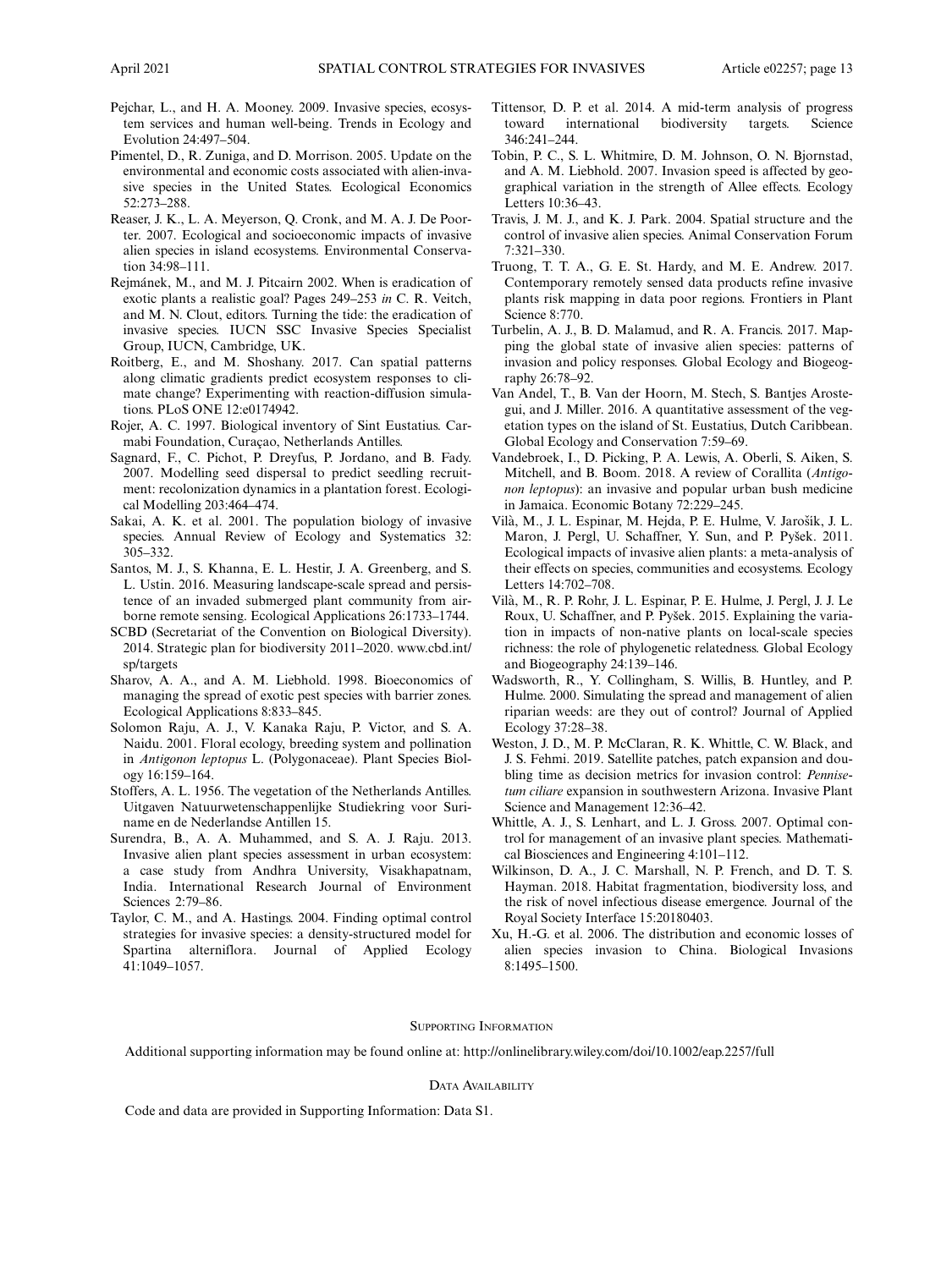Pejchar, L., and H. A. Mooney. 2009. Invasive species, ecosystem services and human well-being. Trends in Ecology and Evolution 24:497–504.

Pimentel, D., R. Zuniga, and D. Morrison. 2005. Update on the environmental and economic costs associated with alien-invasive species in the United States. Ecological Economics 52:273–288.

Reaser, J. K., L. A. Meyerson, Q. Cronk, and M. A. J. De Poorter. 2007. Ecological and socioeconomic impacts of invasive alien species in island ecosystems. Environmental Conservation 34:98–111.

Rejmánek, M., and M. J. Pitcairn 2002. When is eradication of exotic plants a realistic goal? Pages 249–253 *in* C. R. Veitch, and M. N. Clout, editors. Turning the tide: the eradication of invasive species. IUCN SSC Invasive Species Specialist Group, IUCN, Cambridge, UK.

Roitberg, E., and M. Shoshany. 2017. Can spatial patterns along climatic gradients predict ecosystem responses to climate change? Experimenting with reaction-diffusion simulations. PLoS ONE 12:e0174942.

Rojer, A. C. 1997. Biological inventory of Sint Eustatius. Carmabi Foundation, Curaçao, Netherlands Antilles.

Sagnard, F., C. Pichot, P. Dreyfus, P. Jordano, and B. Fady. 2007. Modelling seed dispersal to predict seedling recruitment: recolonization dynamics in a plantation forest. Ecological Modelling 203:464–474.

Sakai, A. K. et al. 2001. The population biology of invasive species. Annual Review of Ecology and Systematics 32: 305–332.

Santos, M. J., S. Khanna, E. L. Hestir, J. A. Greenberg, and S. L. Ustin. 2016. Measuring landscape-scale spread and persistence of an invaded submerged plant community from airborne remote sensing. Ecological Applications 26:1733–1744.

SCBD (Secretariat of the Convention on Biological Diversity). 2014. Strategic plan for biodiversity 2011–2020. www.cbd.int/sp/targets

Sharov, A. A., and A. M. Liebhold. 1998. Bioeconomics of managing the spread of exotic pest species with barrier zones. Ecological Applications 8:833–845.

Solomon Raju, A. J., V. Kanaka Raju, P. Victor, and S. A. Naidu. 2001. Floral ecology, breeding system and pollination in *Antigonon leptopus* L. (Polygonaceae). Plant Species Biology 16:159–164.

Stoffers, A. L. 1956. The vegetation of the Netherlands Antilles. Uitgaven Natuurwetenschappenlijke Studiekring voor Suriname en de Nederlandse Antillen 15.

Surendra, B., A. A. Muhammed, and S. A. J. Raju. 2013. Invasive alien plant species assessment in urban ecosystem: a case study from Andhra University, Visakhapatnam, India. International Research Journal of Environment Sciences 2:79–86.

Taylor, C. M., and A. Hastings. 2004. Finding optimal control strategies for invasive species: a density-structured model for Spartina alterniflora. Journal of Applied Ecology 41:1049–1057.

Tittensor, D. P. et al. 2014. A mid-term analysis of progress toward international biodiversity targets. Science 346:241–244.

Tobin, P. C., S. L. Whitmire, D. M. Johnson, O. N. Bjornstad, and A. M. Liebhold. 2007. Invasion speed is affected by geographical variation in the strength of Allee effects. Ecology Letters 10:36–43.

Travis, J. M. J., and K. J. Park. 2004. Spatial structure and the control of invasive alien species. Animal Conservation Forum 7:321–330.

Truong, T. T. A., G. E. St. Hardy, and M. E. Andrew. 2017. Contemporary remotely sensed data products refine invasive plants risk mapping in data poor regions. Frontiers in Plant Science 8:770.

Turbelin, A. J., B. D. Malamud, and R. A. Francis. 2017. Mapping the global state of invasive alien species: patterns of invasion and policy responses. Global Ecology and Biogeography 26:78–92.

Van Andel, T., B. Van der Hoorn, M. Stech, S. Bantjes Arostegui, and J. Miller. 2016. A quantitative assessment of the vegetation types on the island of St. Eustatius, Dutch Caribbean. Global Ecology and Conservation 7:59–69.

Vandebroek, I., D. Picking, P. A. Lewis, A. Oberli, S. Aiken, S. Mitchell, and B. Boom. 2018. A review of Corallita (*Antigonon leptopus*): an invasive and popular urban bush medicine in Jamaica. Economic Botany 72:229–245.

Vilà, M., J. L. Espinar, M. Hejda, P. E. Hulme, V. Jarošík, J. L. Maron, J. Pergl, U. Schaffner, Y. Sun, and P. Pyšek. 2011. Ecological impacts of invasive alien plants: a meta-analysis of their effects on species, communities and ecosystems. Ecology Letters 14:702–708.

Vilà, M., R. P. Rohr, J. L. Espinar, P. E. Hulme, J. Pergl, J. J. Le Roux, U. Schaffner, and P. Pyšek. 2015. Explaining the variation in impacts of non-native plants on local-scale species richness: the role of phylogenetic relatedness. Global Ecology and Biogeography 24:139–146.

Wadsworth, R., Y. Collingham, S. Willis, B. Huntley, and P. Hulme. 2000. Simulating the spread and management of alien riparian weeds: are they out of control? Journal of Applied Ecology 37:28–38.

Weston, J. D., M. P. McClaran, R. K. Whittle, C. W. Black, and J. S. Fehmi. 2019. Satellite patches, patch expansion and doubling time as decision metrics for invasion control: *Pennisetum ciliare* expansion in southwestern Arizona. Invasive Plant Science and Management 12:36–42.

Whittle, A. J., S. Lenhart, and L. J. Gross. 2007. Optimal control for management of an invasive plant species. Mathematical Biosciences and Engineering 4:101–112.

Wilkinson, D. A., J. C. Marshall, N. P. French, and D. T. S. Hayman. 2018. Habitat fragmentation, biodiversity loss, and the risk of novel infectious disease emergence. Journal of the Royal Society Interface 15:20180403.

Xu, H.-G. et al. 2006. The distribution and economic losses of alien species invasion to China. Biological Invasions 8:1495–1500.

## Supporting Information

Additional supporting information may be found online at: http://onlinelibrary.wiley.com/doi/10.1002/eap.2257/full

## Data Availability

Code and data are provided in Supporting Information: Data S1.